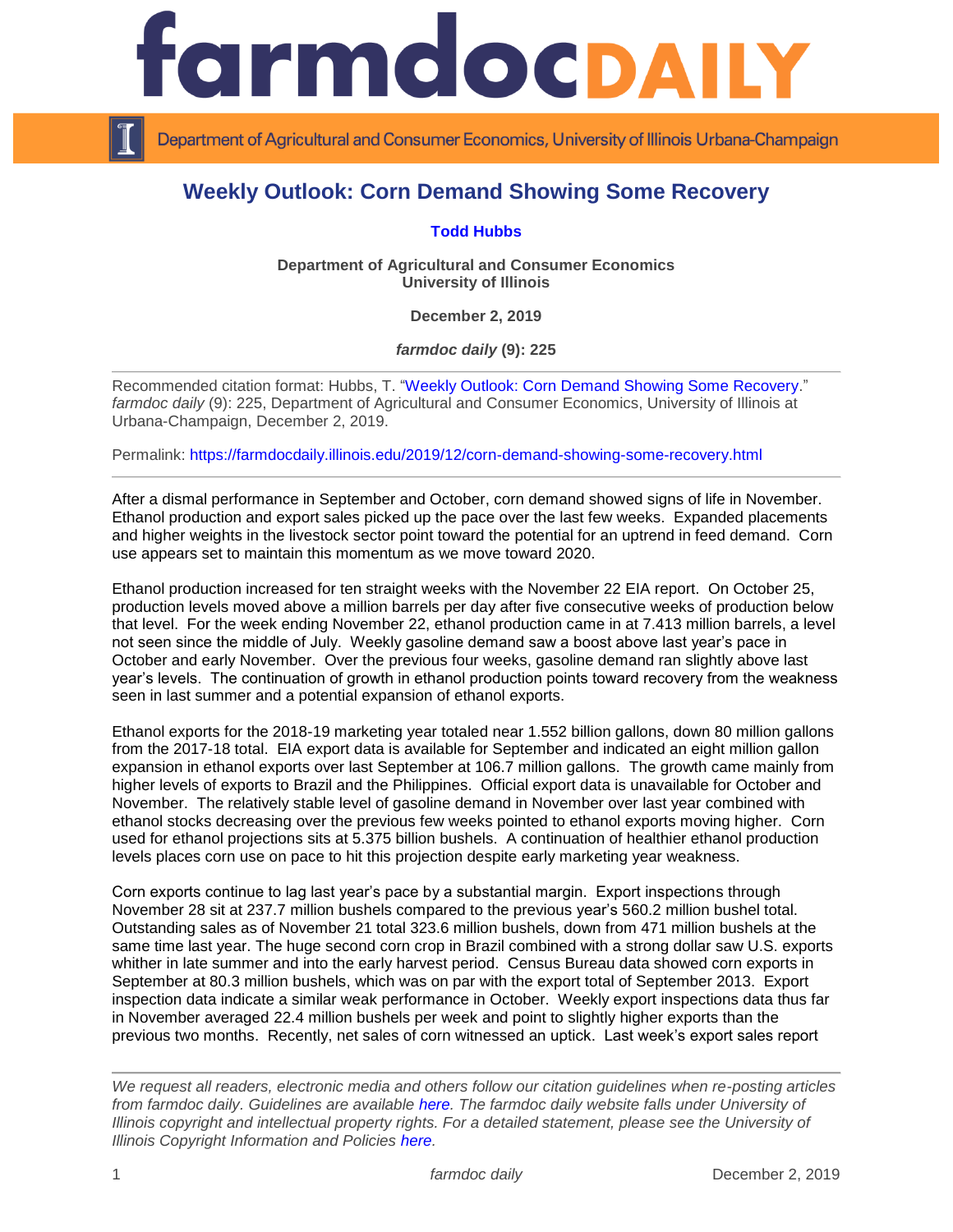# Weekly Outlook: Corn Demand Showing Some Recovery

**Todd Hubbs**

**Department of Agricultural and Consumer Economics**
**University of Illinois**

**December 2, 2019**

***farmdoc daily* (9): 225**

Recommended citation format: Hubbs, T. "Weekly Outlook: Corn Demand Showing Some Recovery." *farmdoc daily* (9): 225, Department of Agricultural and Consumer Economics, University of Illinois at Urbana-Champaign, December 2, 2019.

Permalink: https://farmdocdaily.illinois.edu/2019/12/corn-demand-showing-some-recovery.html

---

After a dismal performance in September and October, corn demand showed signs of life in November. Ethanol production and export sales picked up the pace over the last few weeks. Expanded placements and higher weights in the livestock sector point toward the potential for an uptrend in feed demand. Corn use appears set to maintain this momentum as we move toward 2020.

Ethanol production increased for ten straight weeks with the November 22 EIA report. On October 25, production levels moved above a million barrels per day after five consecutive weeks of production below that level. For the week ending November 22, ethanol production came in at 7.413 million barrels, a level not seen since the middle of July. Weekly gasoline demand saw a boost above last year's pace in October and early November. Over the previous four weeks, gasoline demand ran slightly above last year's levels. The continuation of growth in ethanol production points toward recovery from the weakness seen in last summer and a potential expansion of ethanol exports.

Ethanol exports for the 2018-19 marketing year totaled near 1.552 billion gallons, down 80 million gallons from the 2017-18 total. EIA export data is available for September and indicated an eight million gallon expansion in ethanol exports over last September at 106.7 million gallons. The growth came mainly from higher levels of exports to Brazil and the Philippines. Official export data is unavailable for October and November. The relatively stable level of gasoline demand in November over last year combined with ethanol stocks decreasing over the previous few weeks pointed to ethanol exports moving higher. Corn used for ethanol projections sits at 5.375 billion bushels. A continuation of healthier ethanol production levels places corn use on pace to hit this projection despite early marketing year weakness.

Corn exports continue to lag last year's pace by a substantial margin. Export inspections through November 28 sit at 237.7 million bushels compared to the previous year's 560.2 million bushel total. Outstanding sales as of November 21 total 323.6 million bushels, down from 471 million bushels at the same time last year. The huge second corn crop in Brazil combined with a strong dollar saw U.S. exports whither in late summer and into the early harvest period. Census Bureau data showed corn exports in September at 80.3 million bushels, which was on par with the export total of September 2013. Export inspection data indicate a similar weak performance in October. Weekly export inspections data thus far in November averaged 22.4 million bushels per week and point to slightly higher exports than the previous two months. Recently, net sales of corn witnessed an uptick. Last week's export sales report

---

*We request all readers, electronic media and others follow our citation guidelines when re-posting articles from farmdoc daily. Guidelines are available here. The farmdoc daily website falls under University of Illinois copyright and intellectual property rights. For a detailed statement, please see the University of Illinois Copyright Information and Policies here.*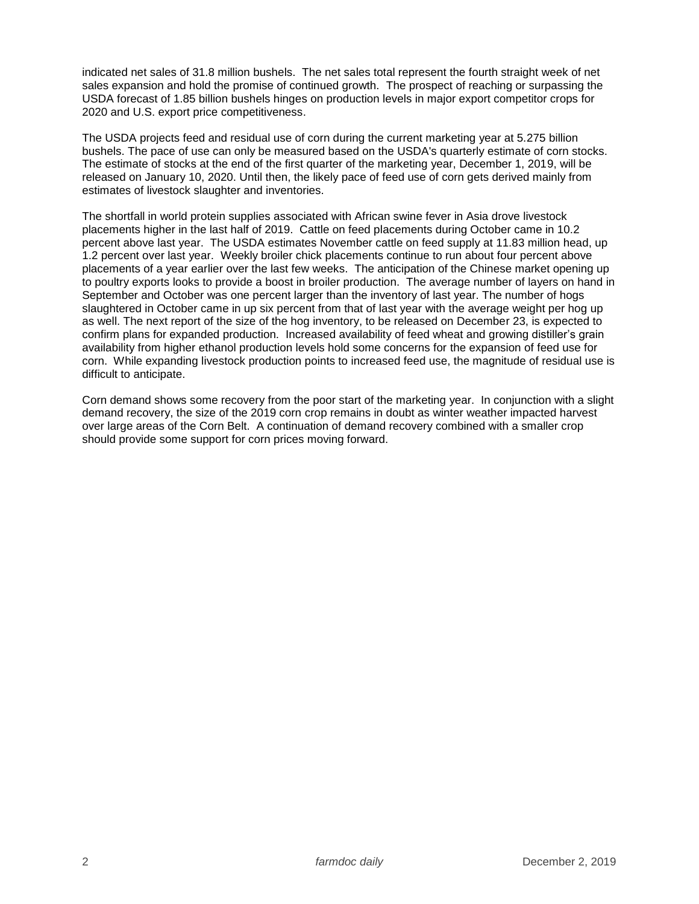indicated net sales of 31.8 million bushels. The net sales total represent the fourth straight week of net sales expansion and hold the promise of continued growth. The prospect of reaching or surpassing the USDA forecast of 1.85 billion bushels hinges on production levels in major export competitor crops for 2020 and U.S. export price competitiveness.

The USDA projects feed and residual use of corn during the current marketing year at 5.275 billion bushels. The pace of use can only be measured based on the USDA's quarterly estimate of corn stocks. The estimate of stocks at the end of the first quarter of the marketing year, December 1, 2019, will be released on January 10, 2020. Until then, the likely pace of feed use of corn gets derived mainly from estimates of livestock slaughter and inventories.

The shortfall in world protein supplies associated with African swine fever in Asia drove livestock placements higher in the last half of 2019. Cattle on feed placements during October came in 10.2 percent above last year. The USDA estimates November cattle on feed supply at 11.83 million head, up 1.2 percent over last year. Weekly broiler chick placements continue to run about four percent above placements of a year earlier over the last few weeks. The anticipation of the Chinese market opening up to poultry exports looks to provide a boost in broiler production. The average number of layers on hand in September and October was one percent larger than the inventory of last year. The number of hogs slaughtered in October came in up six percent from that of last year with the average weight per hog up as well. The next report of the size of the hog inventory, to be released on December 23, is expected to confirm plans for expanded production. Increased availability of feed wheat and growing distiller's grain availability from higher ethanol production levels hold some concerns for the expansion of feed use for corn. While expanding livestock production points to increased feed use, the magnitude of residual use is difficult to anticipate.

Corn demand shows some recovery from the poor start of the marketing year. In conjunction with a slight demand recovery, the size of the 2019 corn crop remains in doubt as winter weather impacted harvest over large areas of the Corn Belt. A continuation of demand recovery combined with a smaller crop should provide some support for corn prices moving forward.